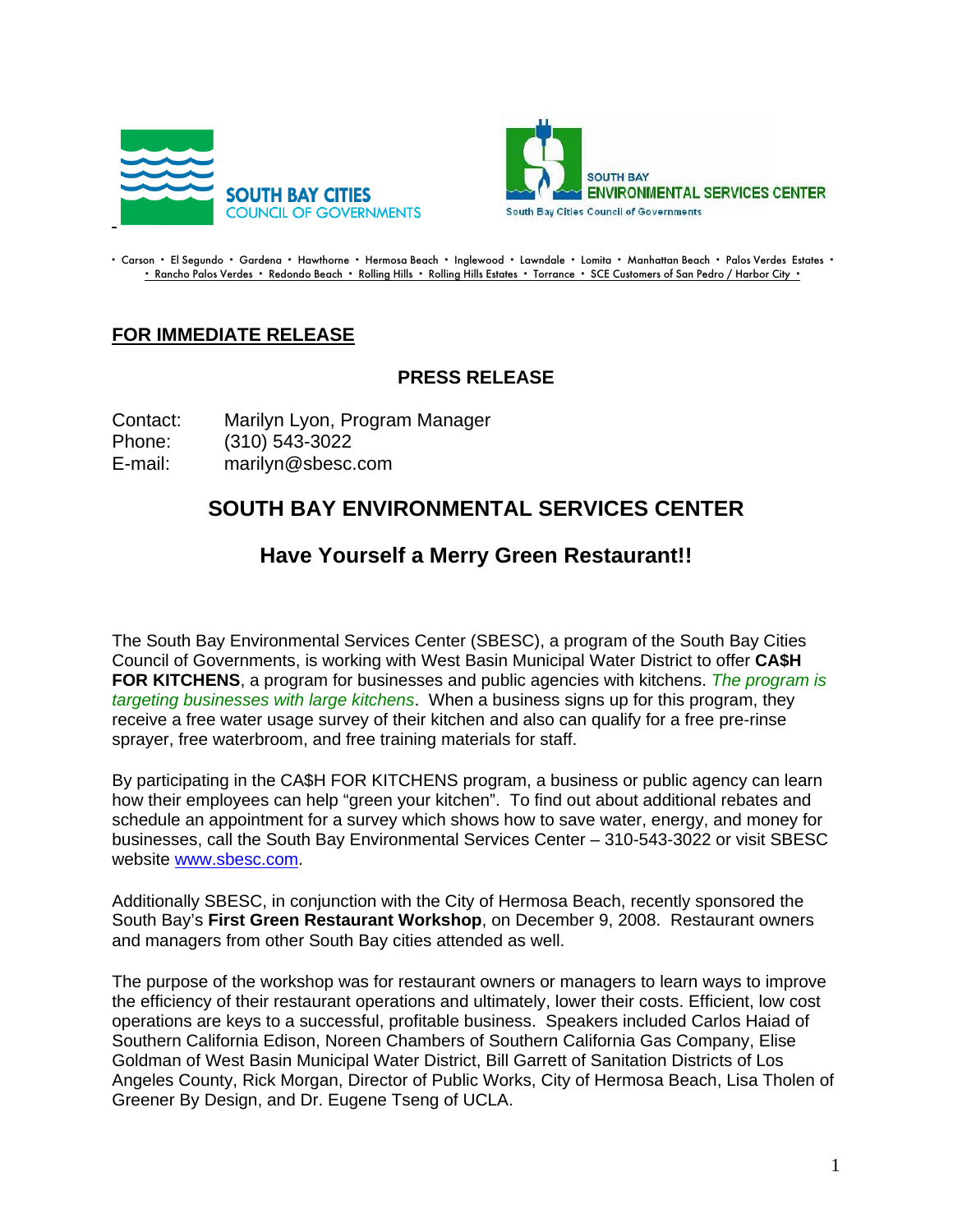SOUTH BAY CITIES COUNCIL OF GOVERNMENTS

SOUTH BAY ENVIRONMENTAL SERVICES CENTER
South Bay Cities Council of Governments

• Carson • El Segundo • Gardena • Hawthorne • Hermosa Beach • Inglewood • Lawndale • Lomita • Manhattan Beach • Palos Verdes Estates • • Rancho Palos Verdes • Redondo Beach • Rolling Hills • Rolling Hills Estates • Torrance • SCE Customers of San Pedro / Harbor City •

**FOR IMMEDIATE RELEASE**

**PRESS RELEASE**

Contact: Marilyn Lyon, Program Manager
Phone: (310) 543-3022
E-mail: marilyn@sbesc.com

## SOUTH BAY ENVIRONMENTAL SERVICES CENTER

### Have Yourself a Merry Green Restaurant!!

The South Bay Environmental Services Center (SBESC), a program of the South Bay Cities Council of Governments, is working with West Basin Municipal Water District to offer **CA$H FOR KITCHENS**, a program for businesses and public agencies with kitchens. *The program is targeting businesses with large kitchens*. When a business signs up for this program, they receive a free water usage survey of their kitchen and also can qualify for a free pre-rinse sprayer, free waterbroom, and free training materials for staff.

By participating in the CA$H FOR KITCHENS program, a business or public agency can learn how their employees can help "green your kitchen". To find out about additional rebates and schedule an appointment for a survey which shows how to save water, energy, and money for businesses, call the South Bay Environmental Services Center – 310-543-3022 or visit SBESC website www.sbesc.com.

Additionally SBESC, in conjunction with the City of Hermosa Beach, recently sponsored the South Bay's **First Green Restaurant Workshop**, on December 9, 2008. Restaurant owners and managers from other South Bay cities attended as well.

The purpose of the workshop was for restaurant owners or managers to learn ways to improve the efficiency of their restaurant operations and ultimately, lower their costs. Efficient, low cost operations are keys to a successful, profitable business. Speakers included Carlos Haiad of Southern California Edison, Noreen Chambers of Southern California Gas Company, Elise Goldman of West Basin Municipal Water District, Bill Garrett of Sanitation Districts of Los Angeles County, Rick Morgan, Director of Public Works, City of Hermosa Beach, Lisa Tholen of Greener By Design, and Dr. Eugene Tseng of UCLA.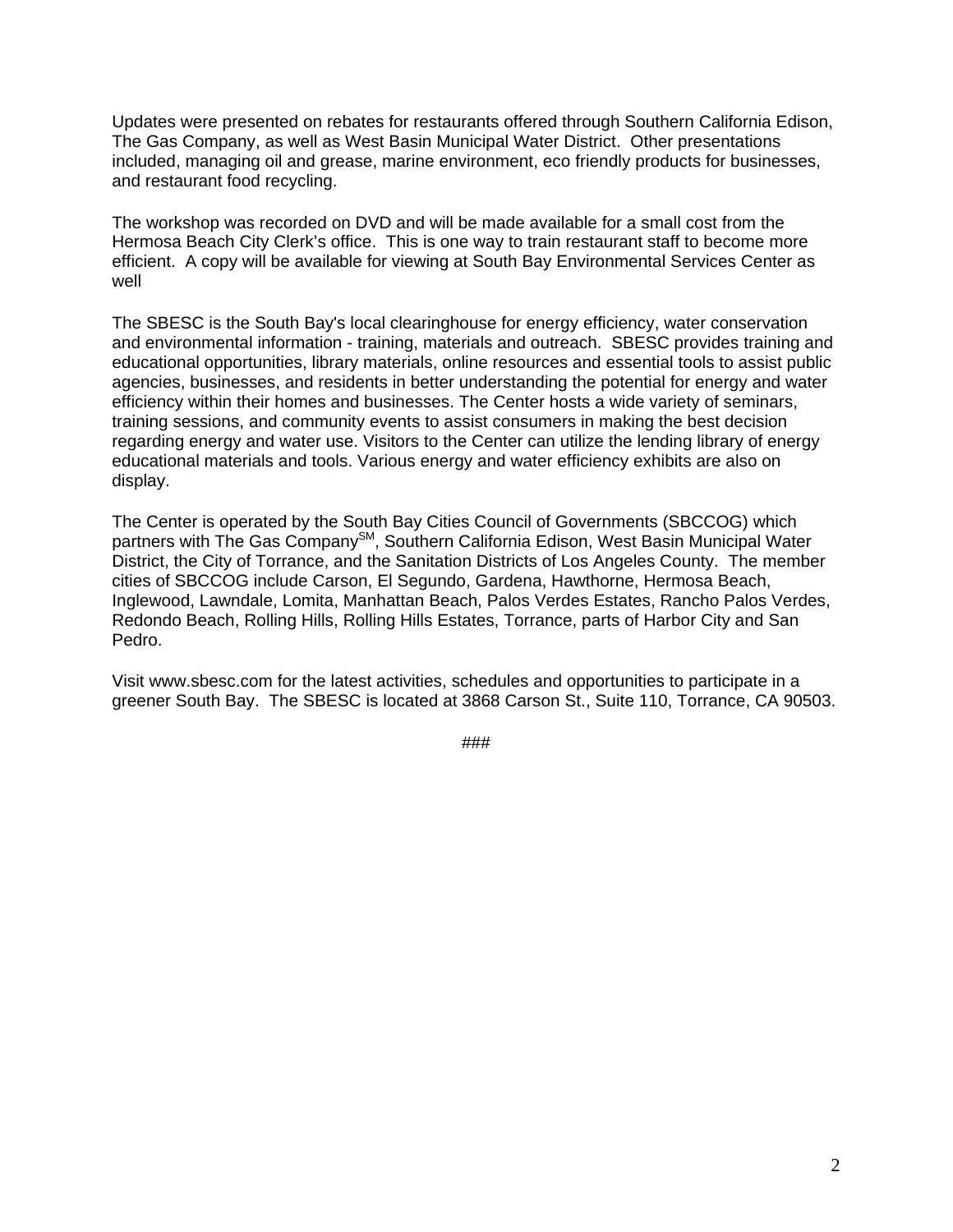Updates were presented on rebates for restaurants offered through Southern California Edison, The Gas Company, as well as West Basin Municipal Water District. Other presentations included, managing oil and grease, marine environment, eco friendly products for businesses, and restaurant food recycling.

The workshop was recorded on DVD and will be made available for a small cost from the Hermosa Beach City Clerk's office. This is one way to train restaurant staff to become more efficient. A copy will be available for viewing at South Bay Environmental Services Center as well

The SBESC is the South Bay's local clearinghouse for energy efficiency, water conservation and environmental information - training, materials and outreach. SBESC provides training and educational opportunities, library materials, online resources and essential tools to assist public agencies, businesses, and residents in better understanding the potential for energy and water efficiency within their homes and businesses. The Center hosts a wide variety of seminars, training sessions, and community events to assist consumers in making the best decision regarding energy and water use. Visitors to the Center can utilize the lending library of energy educational materials and tools. Various energy and water efficiency exhibits are also on display.

The Center is operated by the South Bay Cities Council of Governments (SBCCOG) which partners with The Gas Company℠, Southern California Edison, West Basin Municipal Water District, the City of Torrance, and the Sanitation Districts of Los Angeles County. The member cities of SBCCOG include Carson, El Segundo, Gardena, Hawthorne, Hermosa Beach, Inglewood, Lawndale, Lomita, Manhattan Beach, Palos Verdes Estates, Rancho Palos Verdes, Redondo Beach, Rolling Hills, Rolling Hills Estates, Torrance, parts of Harbor City and San Pedro.

Visit www.sbesc.com for the latest activities, schedules and opportunities to participate in a greener South Bay. The SBESC is located at 3868 Carson St., Suite 110, Torrance, CA 90503.

###